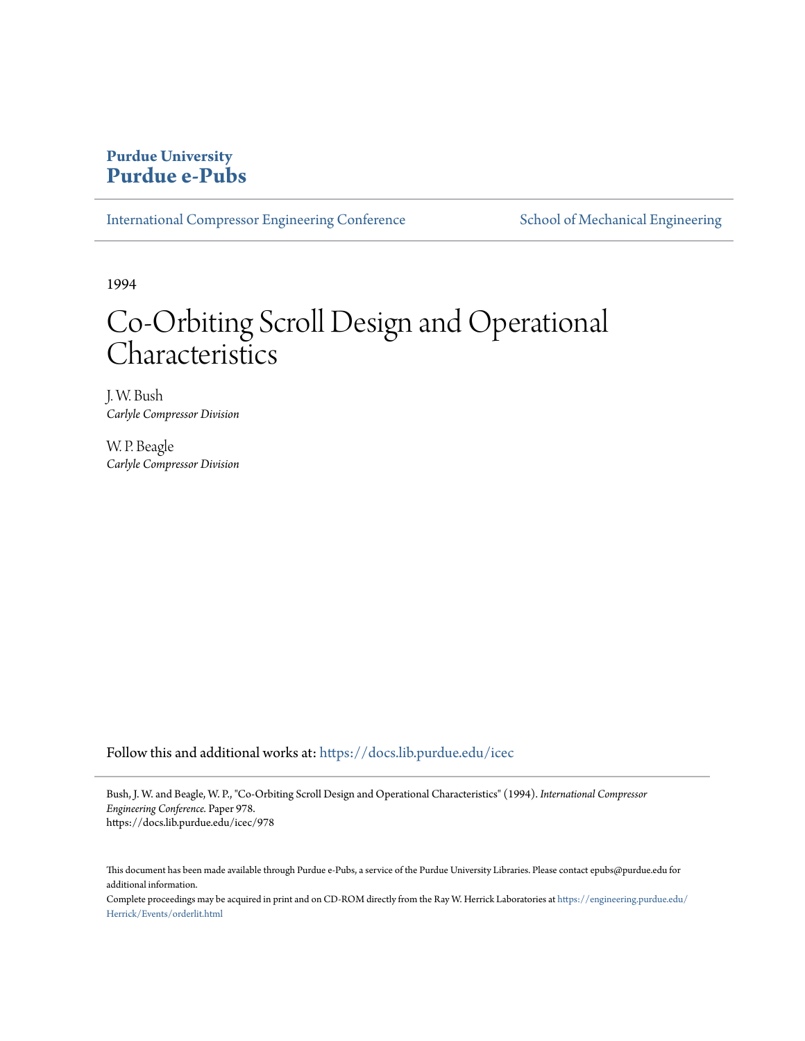**Purdue University**
**Purdue e-Pubs**

International Compressor Engineering Conference | School of Mechanical Engineering

1994

# Co-Orbiting Scroll Design and Operational Characteristics

J. W. Bush
*Carlyle Compressor Division*

W. P. Beagle
*Carlyle Compressor Division*

Follow this and additional works at: https://docs.lib.purdue.edu/icec

Bush, J. W. and Beagle, W. P., "Co-Orbiting Scroll Design and Operational Characteristics" (1994). *International Compressor Engineering Conference*. Paper 978.
https://docs.lib.purdue.edu/icec/978

This document has been made available through Purdue e-Pubs, a service of the Purdue University Libraries. Please contact epubs@purdue.edu for additional information.

Complete proceedings may be acquired in print and on CD-ROM directly from the Ray W. Herrick Laboratories at https://engineering.purdue.edu/Herrick/Events/orderlit.html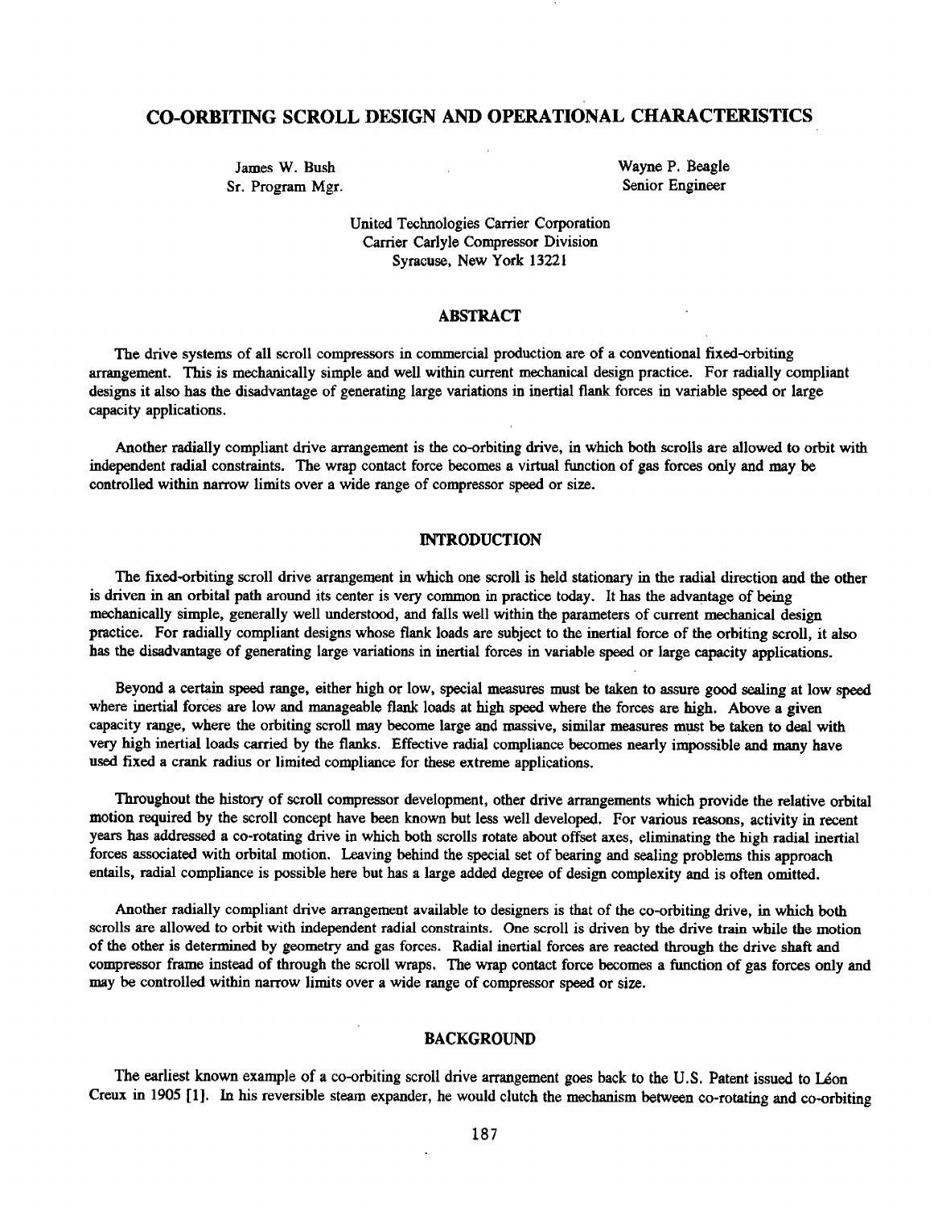# CO-ORBITING SCROLL DESIGN AND OPERATIONAL CHARACTERISTICS

James W. Bush
Sr. Program Mgr.

Wayne P. Beagle
Senior Engineer

United Technologies Carrier Corporation
Carrier Carlyle Compressor Division
Syracuse, New York 13221

## ABSTRACT

The drive systems of all scroll compressors in commercial production are of a conventional fixed-orbiting arrangement. This is mechanically simple and well within current mechanical design practice. For radially compliant designs it also has the disadvantage of generating large variations in inertial flank forces in variable speed or large capacity applications.

Another radially compliant drive arrangement is the co-orbiting drive, in which both scrolls are allowed to orbit with independent radial constraints. The wrap contact force becomes a virtual function of gas forces only and may be controlled within narrow limits over a wide range of compressor speed or size.

## INTRODUCTION

The fixed-orbiting scroll drive arrangement in which one scroll is held stationary in the radial direction and the other is driven in an orbital path around its center is very common in practice today. It has the advantage of being mechanically simple, generally well understood, and falls well within the parameters of current mechanical design practice. For radially compliant designs whose flank loads are subject to the inertial force of the orbiting scroll, it also has the disadvantage of generating large variations in inertial forces in variable speed or large capacity applications.

Beyond a certain speed range, either high or low, special measures must be taken to assure good sealing at low speed where inertial forces are low and manageable flank loads at high speed where the forces are high. Above a given capacity range, where the orbiting scroll may become large and massive, similar measures must be taken to deal with very high inertial loads carried by the flanks. Effective radial compliance becomes nearly impossible and many have used fixed a crank radius or limited compliance for these extreme applications.

Throughout the history of scroll compressor development, other drive arrangements which provide the relative orbital motion required by the scroll concept have been known but less well developed. For various reasons, activity in recent years has addressed a co-rotating drive in which both scrolls rotate about offset axes, eliminating the high radial inertial forces associated with orbital motion. Leaving behind the special set of bearing and sealing problems this approach entails, radial compliance is possible here but has a large added degree of design complexity and is often omitted.

Another radially compliant drive arrangement available to designers is that of the co-orbiting drive, in which both scrolls are allowed to orbit with independent radial constraints. One scroll is driven by the drive train while the motion of the other is determined by geometry and gas forces. Radial inertial forces are reacted through the drive shaft and compressor frame instead of through the scroll wraps. The wrap contact force becomes a function of gas forces only and may be controlled within narrow limits over a wide range of compressor speed or size.

## BACKGROUND

The earliest known example of a co-orbiting scroll drive arrangement goes back to the U.S. Patent issued to Léon Creux in 1905 [1]. In his reversible steam expander, he would clutch the mechanism between co-rotating and co-orbiting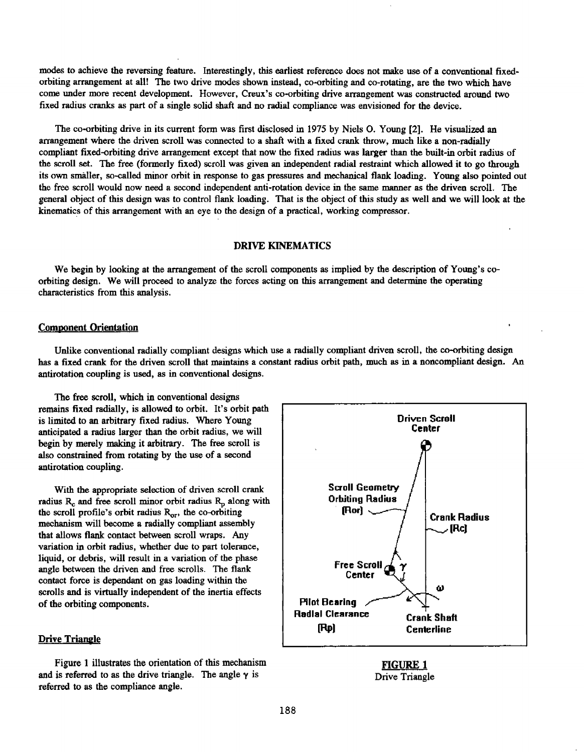modes to achieve the reversing feature. Interestingly, this earliest reference does not make use of a conventional fixed-orbiting arrangement at all! The two drive modes shown instead, co-orbiting and co-rotating, are the two which have come under more recent development. However, Creux's co-orbiting drive arrangement was constructed around two fixed radius cranks as part of a single solid shaft and no radial compliance was envisioned for the device.

The co-orbiting drive in its current form was first disclosed in 1975 by Niels O. Young [2]. He visualized an arrangement where the driven scroll was connected to a shaft with a fixed crank throw, much like a non-radially compliant fixed-orbiting drive arrangement except that now the fixed radius was larger than the built-in orbit radius of the scroll set. The free (formerly fixed) scroll was given an independent radial restraint which allowed it to go through its own smaller, so-called minor orbit in response to gas pressures and mechanical flank loading. Young also pointed out the free scroll would now need a second independent anti-rotation device in the same manner as the driven scroll. The general object of this design was to control flank loading. That is the object of this study as well and we will look at the kinematics of this arrangement with an eye to the design of a practical, working compressor.

## DRIVE KINEMATICS

We begin by looking at the arrangement of the scroll components as implied by the description of Young's co-orbiting design. We will proceed to analyze the forces acting on this arrangement and determine the operating characteristics from this analysis.

### Component Orientation

Unlike conventional radially compliant designs which use a radially compliant driven scroll, the co-orbiting design has a fixed crank for the driven scroll that maintains a constant radius orbit path, much as in a noncompliant design. An antirotation coupling is used, as in conventional designs.

The free scroll, which in conventional designs remains fixed radially, is allowed to orbit. It's orbit path is limited to an arbitrary fixed radius. Where Young anticipated a radius larger than the orbit radius, we will begin by merely making it arbitrary. The free scroll is also constrained from rotating by the use of a second antirotation coupling.

With the appropriate selection of driven scroll crank radius $R_c$ and free scroll minor orbit radius $R_p$ along with the scroll profile's orbit radius $R_{or}$, the co-orbiting mechanism will become a radially compliant assembly that allows flank contact between scroll wraps. Any variation in orbit radius, whether due to part tolerance, liquid, or debris, will result in a variation of the phase angle between the driven and free scrolls. The flank contact force is dependant on gas loading within the scrolls and is virtually independent of the inertia effects of the orbiting components.

Driven Scroll Center

Scroll Geometry Orbiting Radius (Ror)

Crank Radius (Rc)

Free Scroll Center

$\gamma$

$\omega$

Pilot Bearing Radial Clearance (Rp)

Crank Shaft Centerline

**FIGURE 1**
Drive Triangle

### Drive Triangle

Figure 1 illustrates the orientation of this mechanism and is referred to as the drive triangle. The angle $\gamma$ is referred to as the compliance angle.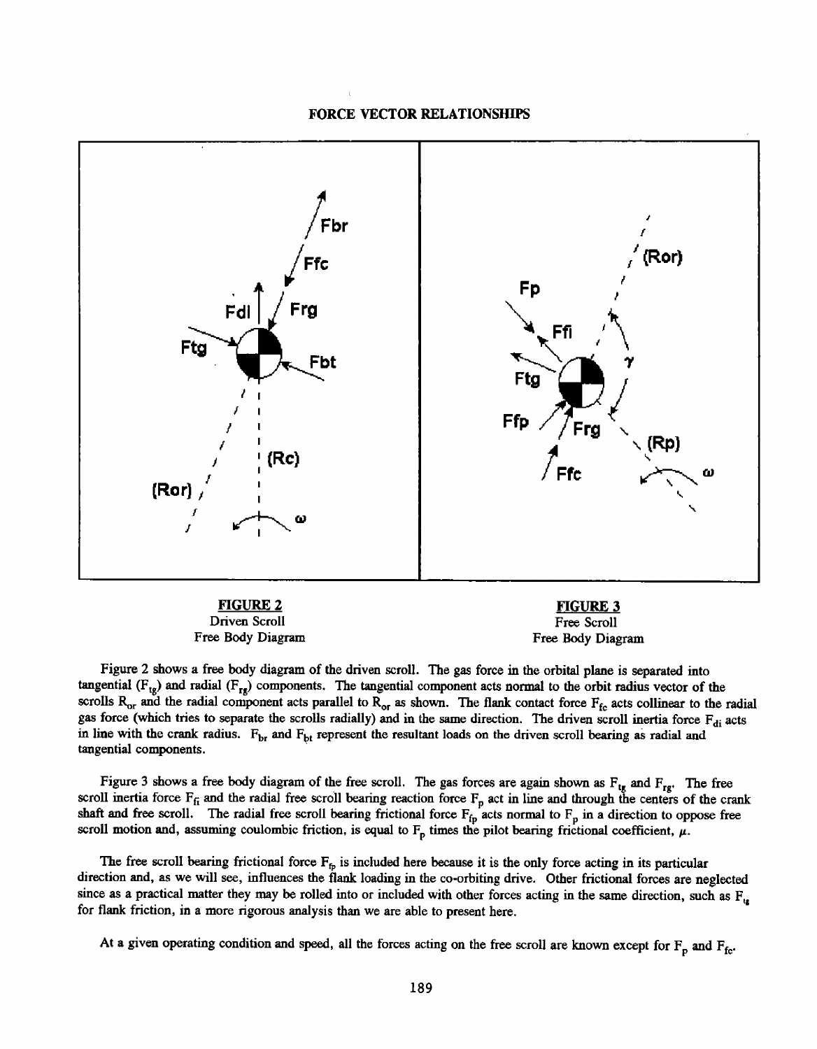**FORCE VECTOR RELATIONSHIPS**

**FIGURE 2**
Driven Scroll
Free Body Diagram

**FIGURE 3**
Free Scroll
Free Body Diagram

Figure 2 shows a free body diagram of the driven scroll. The gas force in the orbital plane is separated into tangential ($F_{tg}$) and radial ($F_{rg}$) components. The tangential component acts normal to the orbit radius vector of the scrolls $R_{or}$ and the radial component acts parallel to $R_{or}$ as shown. The flank contact force $F_{fc}$ acts collinear to the radial gas force (which tries to separate the scrolls radially) and in the same direction. The driven scroll inertia force $F_{di}$ acts in line with the crank radius. $F_{br}$ and $F_{bt}$ represent the resultant loads on the driven scroll bearing as radial and tangential components.

Figure 3 shows a free body diagram of the free scroll. The gas forces are again shown as $F_{tg}$ and $F_{rg}$. The free scroll inertia force $F_{fi}$ and the radial free scroll bearing reaction force $F_p$ act in line and through the centers of the crank shaft and free scroll. The radial free scroll bearing frictional force $F_{fp}$ acts normal to $F_p$ in a direction to oppose free scroll motion and, assuming coulombic friction, is equal to $F_p$ times the pilot bearing frictional coefficient, $\mu$.

The free scroll bearing frictional force $F_{fp}$ is included here because it is the only force acting in its particular direction and, as we will see, influences the flank loading in the co-orbiting drive. Other frictional forces are neglected since as a practical matter they may be rolled into or included with other forces acting in the same direction, such as $F_{tg}$ for flank friction, in a more rigorous analysis than we are able to present here.

At a given operating condition and speed, all the forces acting on the free scroll are known except for $F_p$ and $F_{fc}$.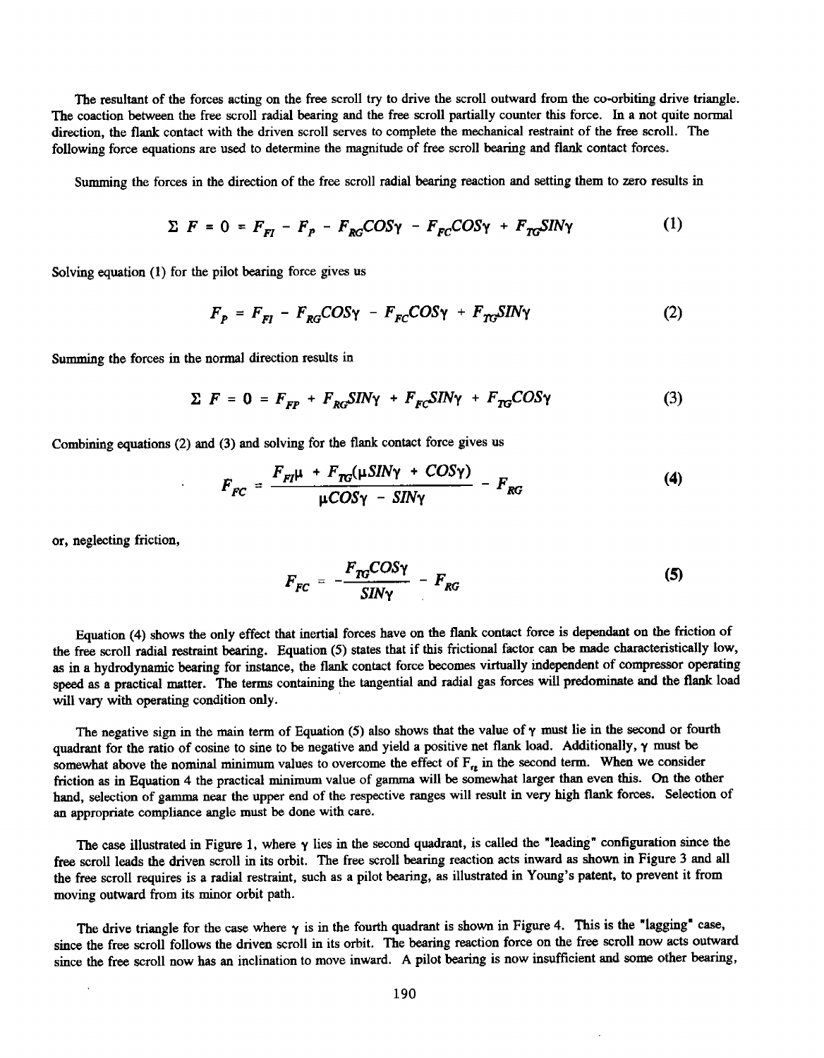The resultant of the forces acting on the free scroll try to drive the scroll outward from the co-orbiting drive triangle. The coaction between the free scroll radial bearing and the free scroll partially counter this force. In a not quite normal direction, the flank contact with the driven scroll serves to complete the mechanical restraint of the free scroll. The following force equations are used to determine the magnitude of free scroll bearing and flank contact forces.

Summing the forces in the direction of the free scroll radial bearing reaction and setting them to zero results in

$$\Sigma F = 0 = F_{FI} - F_P - F_{RG}COS\gamma - F_{FC}COS\gamma + F_{TG}SIN\gamma \tag{1}$$

Solving equation (1) for the pilot bearing force gives us

$$F_P = F_{FI} - F_{RG}COS\gamma - F_{FC}COS\gamma + F_{TG}SIN\gamma \tag{2}$$

Summing the forces in the normal direction results in

$$\Sigma F = 0 = F_{FP} + F_{RG}SIN\gamma + F_{FC}SIN\gamma + F_{TG}COS\gamma \tag{3}$$

Combining equations (2) and (3) and solving for the flank contact force gives us

$$F_{FC} = \frac{F_{FI}\mu + F_{TG}(\mu SIN\gamma + COS\gamma)}{\mu COS\gamma - SIN\gamma} - F_{RG} \tag{4}$$

or, neglecting friction,

$$F_{FC} = -\frac{F_{TG}COS\gamma}{SIN\gamma} - F_{RG} \tag{5}$$

Equation (4) shows the only effect that inertial forces have on the flank contact force is dependant on the friction of the free scroll radial restraint bearing. Equation (5) states that if this frictional factor can be made characteristically low, as in a hydrodynamic bearing for instance, the flank contact force becomes virtually independent of compressor operating speed as a practical matter. The terms containing the tangential and radial gas forces will predominate and the flank load will vary with operating condition only.

The negative sign in the main term of Equation (5) also shows that the value of $\gamma$ must lie in the second or fourth quadrant for the ratio of cosine to sine to be negative and yield a positive net flank load. Additionally, $\gamma$ must be somewhat above the nominal minimum values to overcome the effect of $F_{rg}$ in the second term. When we consider friction as in Equation 4 the practical minimum value of gamma will be somewhat larger than even this. On the other hand, selection of gamma near the upper end of the respective ranges will result in very high flank forces. Selection of an appropriate compliance angle must be done with care.

The case illustrated in Figure 1, where $\gamma$ lies in the second quadrant, is called the "leading" configuration since the free scroll leads the driven scroll in its orbit. The free scroll bearing reaction acts inward as shown in Figure 3 and all the free scroll requires is a radial restraint, such as a pilot bearing, as illustrated in Young's patent, to prevent it from moving outward from its minor orbit path.

The drive triangle for the case where $\gamma$ is in the fourth quadrant is shown in Figure 4. This is the "lagging" case, since the free scroll follows the driven scroll in its orbit. The bearing reaction force on the free scroll now acts outward since the free scroll now has an inclination to move inward. A pilot bearing is now insufficient and some other bearing,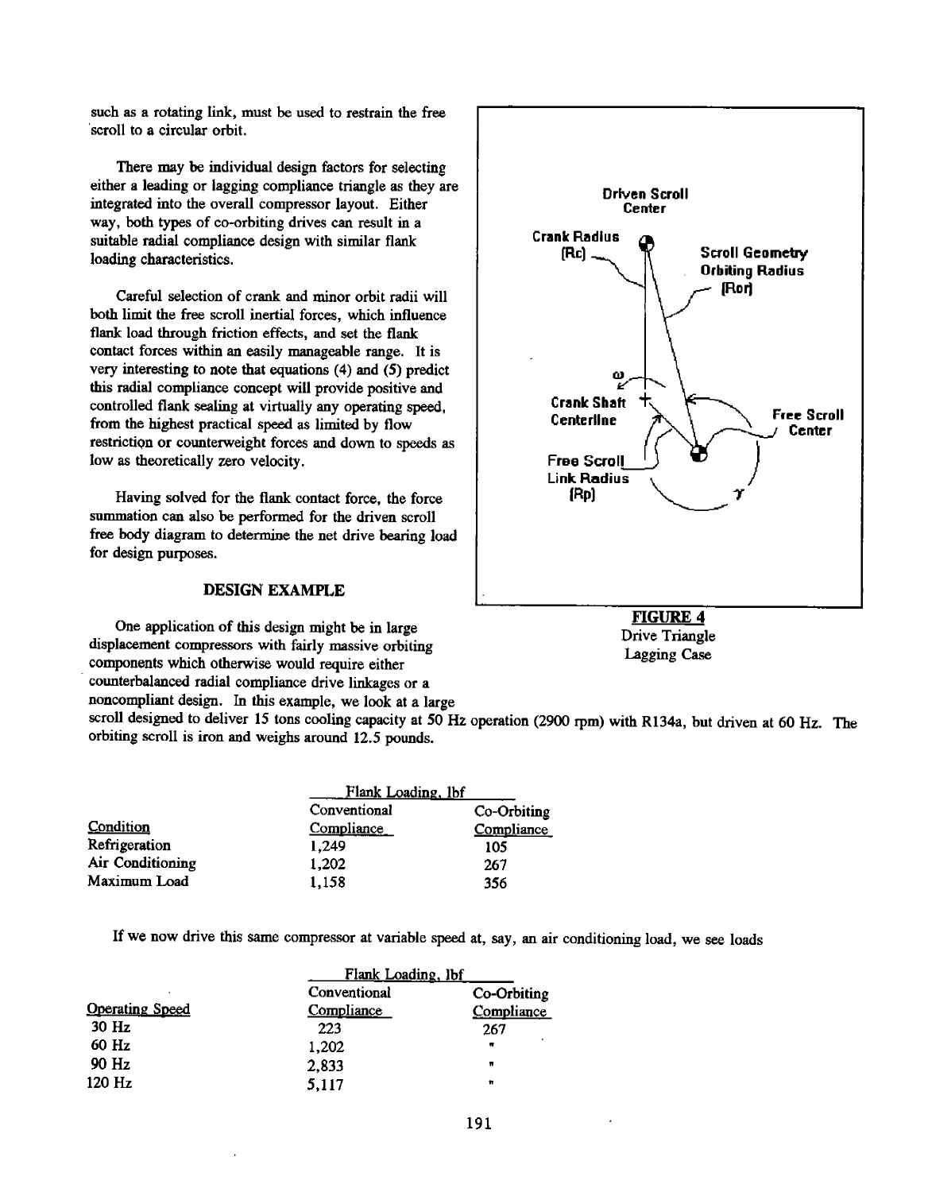such as a rotating link, must be used to restrain the free scroll to a circular orbit.

There may be individual design factors for selecting either a leading or lagging compliance triangle as they are integrated into the overall compressor layout. Either way, both types of co-orbiting drives can result in a suitable radial compliance design with similar flank loading characteristics.

Careful selection of crank and minor orbit radii will both limit the free scroll inertial forces, which influence flank load through friction effects, and set the flank contact forces within an easily manageable range. It is very interesting to note that equations (4) and (5) predict this radial compliance concept will provide positive and controlled flank sealing at virtually any operating speed, from the highest practical speed as limited by flow restriction or counterweight forces and down to speeds as low as theoretically zero velocity.

Having solved for the flank contact force, the force summation can also be performed for the driven scroll free body diagram to determine the net drive bearing load for design purposes.

Driven Scroll Center

Crank Radius (Rc)

Scroll Geometry Orbiting Radius (Ror)

$\omega$

Crank Shaft Centerline

Free Scroll Center

Free Scroll Link Radius (Rp)

$\gamma$

**FIGURE 4**
Drive Triangle
Lagging Case

## DESIGN EXAMPLE

One application of this design might be in large displacement compressors with fairly massive orbiting components which otherwise would require either counterbalanced radial compliance drive linkages or a noncompliant design. In this example, we look at a large scroll designed to deliver 15 tons cooling capacity at 50 Hz operation (2900 rpm) with R134a, but driven at 60 Hz. The orbiting scroll is iron and weighs around 12.5 pounds.

| | Flank Loading, lbf | |
|---|---|---|
| Condition | Conventional Compliance | Co-Orbiting Compliance |
| Refrigeration | 1,249 | 105 |
| Air Conditioning | 1,202 | 267 |
| Maximum Load | 1,158 | 356 |

If we now drive this same compressor at variable speed at, say, an air conditioning load, we see loads

| | Flank Loading, lbf | |
|---|---|---|
| Operating Speed | Conventional Compliance | Co-Orbiting Compliance |
| 30 Hz | 223 | 267 |
| 60 Hz | 1,202 | " |
| 90 Hz | 2,833 | " |
| 120 Hz | 5,117 | " |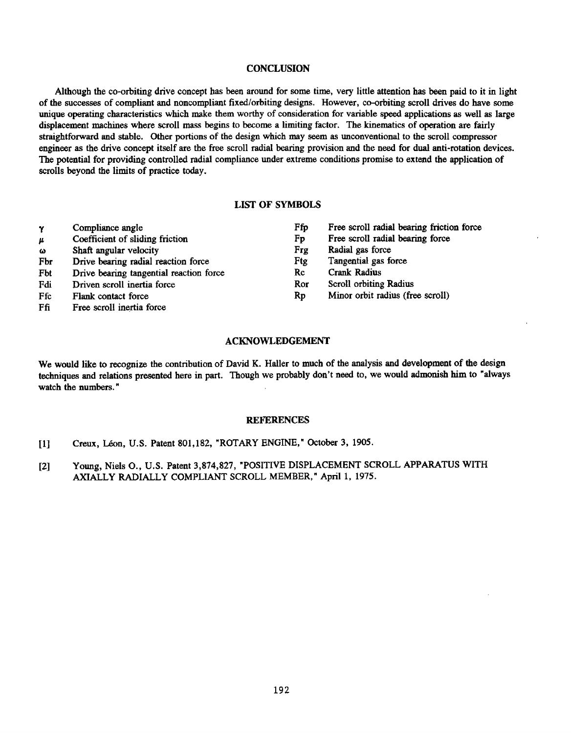## CONCLUSION

Although the co-orbiting drive concept has been around for some time, very little attention has been paid to it in light of the successes of compliant and noncompliant fixed/orbiting designs. However, co-orbiting scroll drives do have some unique operating characteristics which make them worthy of consideration for variable speed applications as well as large displacement machines where scroll mass begins to become a limiting factor. The kinematics of operation are fairly straightforward and stable. Other portions of the design which may seem as unconventional to the scroll compressor engineer as the drive concept itself are the free scroll radial bearing provision and the need for dual anti-rotation devices. The potential for providing controlled radial compliance under extreme conditions promise to extend the application of scrolls beyond the limits of practice today.

## LIST OF SYMBOLS

| | |
|---|---|
| $\gamma$ | Compliance angle |
| $\mu$ | Coefficient of sliding friction |
| $\omega$ | Shaft angular velocity |
| Fbr | Drive bearing radial reaction force |
| Fbt | Drive bearing tangential reaction force |
| Fdi | Driven scroll inertia force |
| Ffc | Flank contact force |
| Ffi | Free scroll inertia force |
| Ffp | Free scroll radial bearing friction force |
| Fp | Free scroll radial bearing force |
| Frg | Radial gas force |
| Ftg | Tangential gas force |
| Rc | Crank Radius |
| Ror | Scroll orbiting Radius |
| Rp | Minor orbit radius (free scroll) |

## ACKNOWLEDGEMENT

We would like to recognize the contribution of David K. Haller to much of the analysis and development of the design techniques and relations presented here in part. Though we probably don't need to, we would admonish him to "always watch the numbers."

## REFERENCES

[1] Creux, Léon, U.S. Patent 801,182, "ROTARY ENGINE," October 3, 1905.

[2] Young, Niels O., U.S. Patent 3,874,827, "POSITIVE DISPLACEMENT SCROLL APPARATUS WITH AXIALLY RADIALLY COMPLIANT SCROLL MEMBER," April 1, 1975.